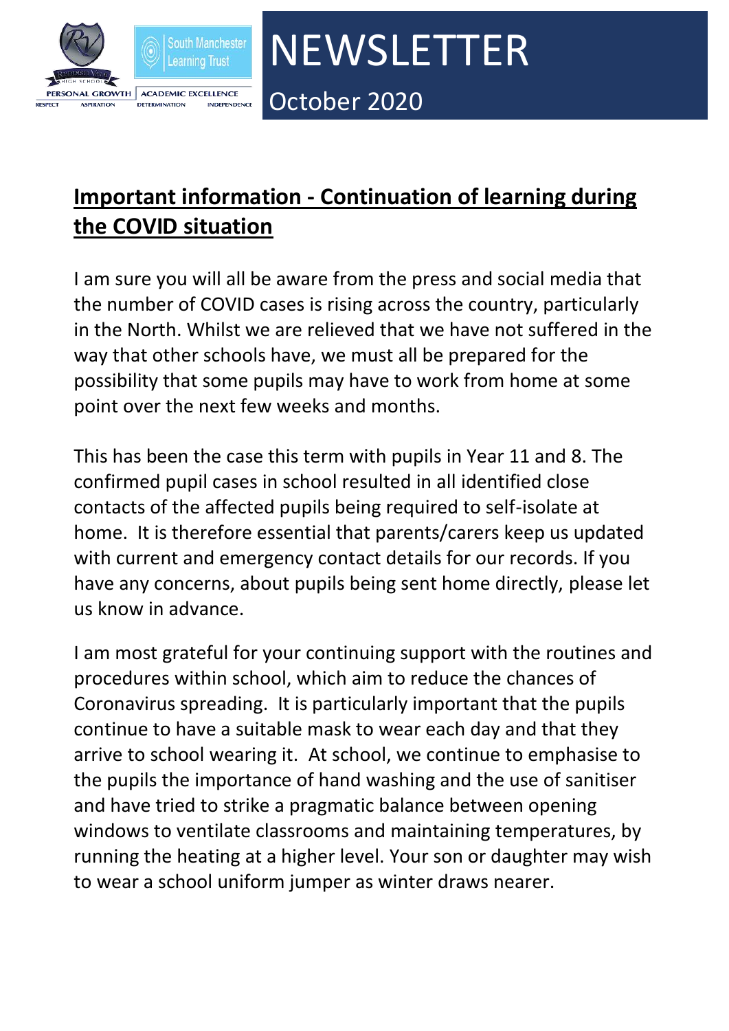PERSONAL GROWTH | ACADEMIC EXCELLENCE

RESPECT ASPIRATION DETERMINATION INDEPENDENCE

# NEWSLETTER

October 2020

## Important information - Continuation of learning during the COVID situation

I am sure you will all be aware from the press and social media that the number of COVID cases is rising across the country, particularly in the North. Whilst we are relieved that we have not suffered in the way that other schools have, we must all be prepared for the possibility that some pupils may have to work from home at some point over the next few weeks and months.

This has been the case this term with pupils in Year 11 and 8. The confirmed pupil cases in school resulted in all identified close contacts of the affected pupils being required to self-isolate at home. It is therefore essential that parents/carers keep us updated with current and emergency contact details for our records. If you have any concerns, about pupils being sent home directly, please let us know in advance.

I am most grateful for your continuing support with the routines and procedures within school, which aim to reduce the chances of Coronavirus spreading. It is particularly important that the pupils continue to have a suitable mask to wear each day and that they arrive to school wearing it. At school, we continue to emphasise to the pupils the importance of hand washing and the use of sanitiser and have tried to strike a pragmatic balance between opening windows to ventilate classrooms and maintaining temperatures, by running the heating at a higher level. Your son or daughter may wish to wear a school uniform jumper as winter draws nearer.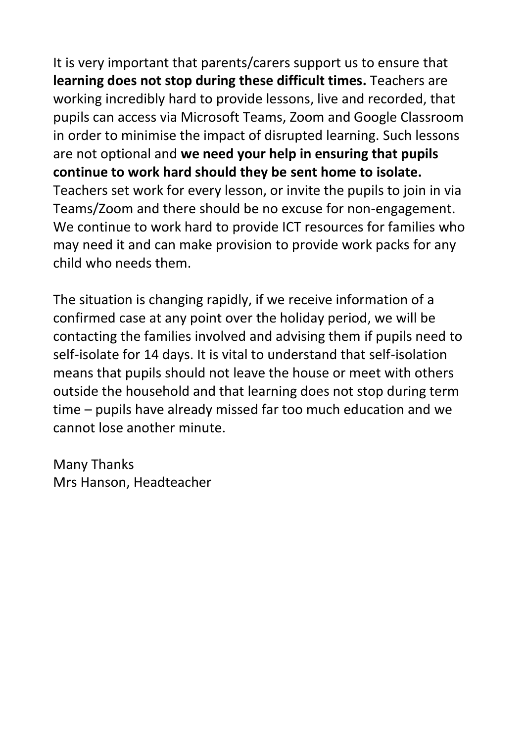It is very important that parents/carers support us to ensure that **learning does not stop during these difficult times.** Teachers are working incredibly hard to provide lessons, live and recorded, that pupils can access via Microsoft Teams, Zoom and Google Classroom in order to minimise the impact of disrupted learning. Such lessons are not optional and **we need your help in ensuring that pupils continue to work hard should they be sent home to isolate.** Teachers set work for every lesson, or invite the pupils to join in via Teams/Zoom and there should be no excuse for non-engagement. We continue to work hard to provide ICT resources for families who may need it and can make provision to provide work packs for any child who needs them.

The situation is changing rapidly, if we receive information of a confirmed case at any point over the holiday period, we will be contacting the families involved and advising them if pupils need to self-isolate for 14 days. It is vital to understand that self-isolation means that pupils should not leave the house or meet with others outside the household and that learning does not stop during term time – pupils have already missed far too much education and we cannot lose another minute.

Many Thanks
Mrs Hanson, Headteacher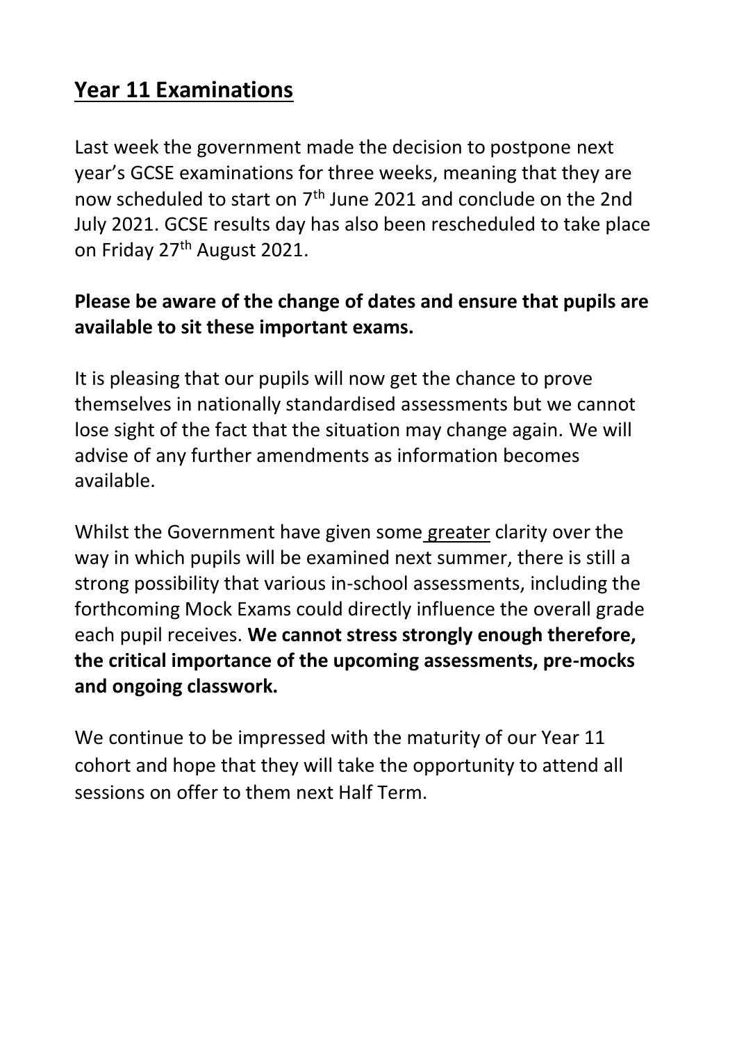## Year 11 Examinations

Last week the government made the decision to postpone next year's GCSE examinations for three weeks, meaning that they are now scheduled to start on 7th June 2021 and conclude on the 2nd July 2021. GCSE results day has also been rescheduled to take place on Friday 27th August 2021.

**Please be aware of the change of dates and ensure that pupils are available to sit these important exams.**

It is pleasing that our pupils will now get the chance to prove themselves in nationally standardised assessments but we cannot lose sight of the fact that the situation may change again. We will advise of any further amendments as information becomes available.

Whilst the Government have given some greater clarity over the way in which pupils will be examined next summer, there is still a strong possibility that various in-school assessments, including the forthcoming Mock Exams could directly influence the overall grade each pupil receives. **We cannot stress strongly enough therefore, the critical importance of the upcoming assessments, pre-mocks and ongoing classwork.**

We continue to be impressed with the maturity of our Year 11 cohort and hope that they will take the opportunity to attend all sessions on offer to them next Half Term.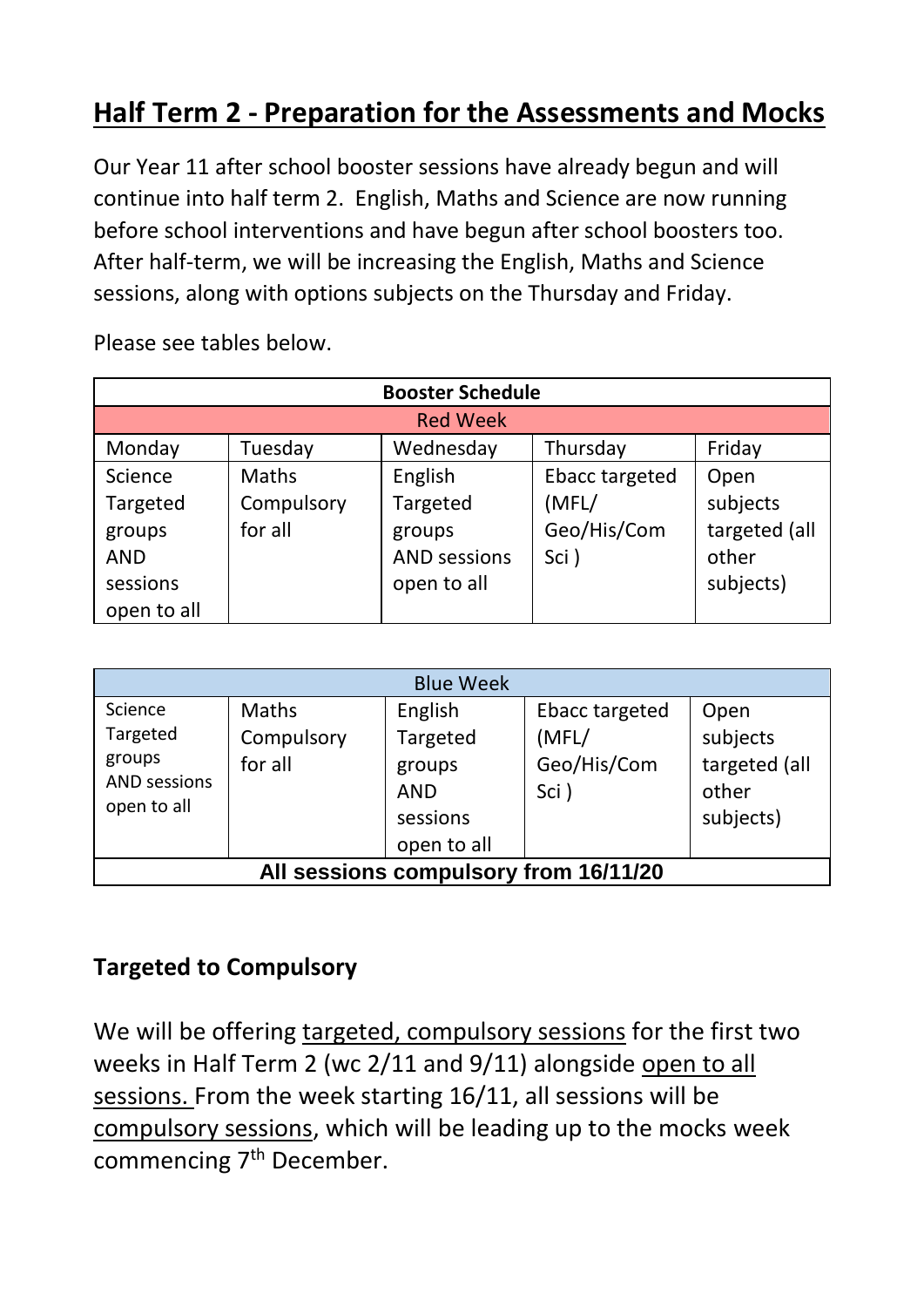## Half Term 2 - Preparation for the Assessments and Mocks

Our Year 11 after school booster sessions have already begun and will continue into half term 2. English, Maths and Science are now running before school interventions and have begun after school boosters too. After half-term, we will be increasing the English, Maths and Science sessions, along with options subjects on the Thursday and Friday.

Please see tables below.

| Booster Schedule | | | | |
|---|---|---|---|---|
| Red Week | | | | |
| Monday | Tuesday | Wednesday | Thursday | Friday |
| Science Targeted groups AND sessions open to all | Maths Compulsory for all | English Targeted groups AND sessions open to all | Ebacc targeted (MFL/ Geo/His/Com Sci ) | Open subjects targeted (all other subjects) |

| Blue Week | | | | |
|---|---|---|---|---|
| Science Targeted groups AND sessions open to all | Maths Compulsory for all | English Targeted groups AND sessions open to all | Ebacc targeted (MFL/ Geo/His/Com Sci ) | Open subjects targeted (all other subjects) |
| **All sessions compulsory from 16/11/20** | | | | |

### Targeted to Compulsory

We will be offering targeted, compulsory sessions for the first two weeks in Half Term 2 (wc 2/11 and 9/11) alongside open to all sessions. From the week starting 16/11, all sessions will be compulsory sessions, which will be leading up to the mocks week commencing 7th December.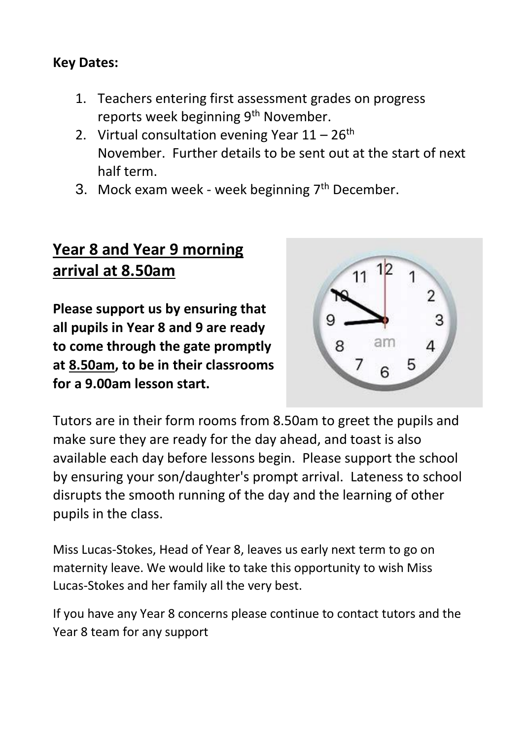**Key Dates:**

1. Teachers entering first assessment grades on progress reports week beginning 9th November.
2. Virtual consultation evening Year 11 – 26th November. Further details to be sent out at the start of next half term.
3. Mock exam week - week beginning 7th December.

## Year 8 and Year 9 morning arrival at 8.50am

**Please support us by ensuring that all pupils in Year 8 and 9 are ready to come through the gate promptly at 8.50am, to be in their classrooms for a 9.00am lesson start.**

Tutors are in their form rooms from 8.50am to greet the pupils and make sure they are ready for the day ahead, and toast is also available each day before lessons begin. Please support the school by ensuring your son/daughter's prompt arrival. Lateness to school disrupts the smooth running of the day and the learning of other pupils in the class.

Miss Lucas-Stokes, Head of Year 8, leaves us early next term to go on maternity leave. We would like to take this opportunity to wish Miss Lucas-Stokes and her family all the very best.

If you have any Year 8 concerns please continue to contact tutors and the Year 8 team for any support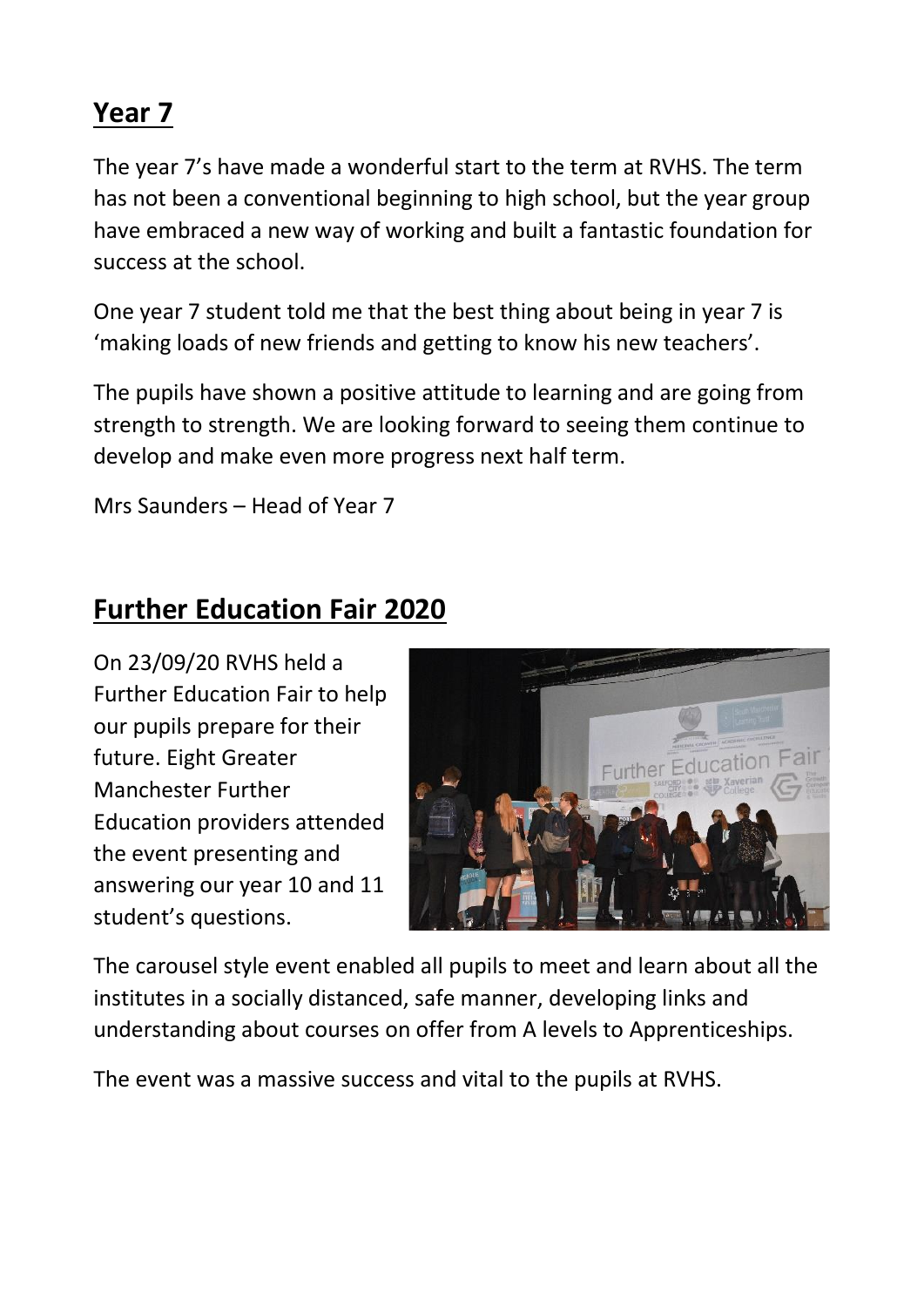## Year 7

The year 7's have made a wonderful start to the term at RVHS. The term has not been a conventional beginning to high school, but the year group have embraced a new way of working and built a fantastic foundation for success at the school.

One year 7 student told me that the best thing about being in year 7 is 'making loads of new friends and getting to know his new teachers'.

The pupils have shown a positive attitude to learning and are going from strength to strength. We are looking forward to seeing them continue to develop and make even more progress next half term.

Mrs Saunders – Head of Year 7

## Further Education Fair 2020

On 23/09/20 RVHS held a Further Education Fair to help our pupils prepare for their future. Eight Greater Manchester Further Education providers attended the event presenting and answering our year 10 and 11 student's questions.

The carousel style event enabled all pupils to meet and learn about all the institutes in a socially distanced, safe manner, developing links and understanding about courses on offer from A levels to Apprenticeships.

The event was a massive success and vital to the pupils at RVHS.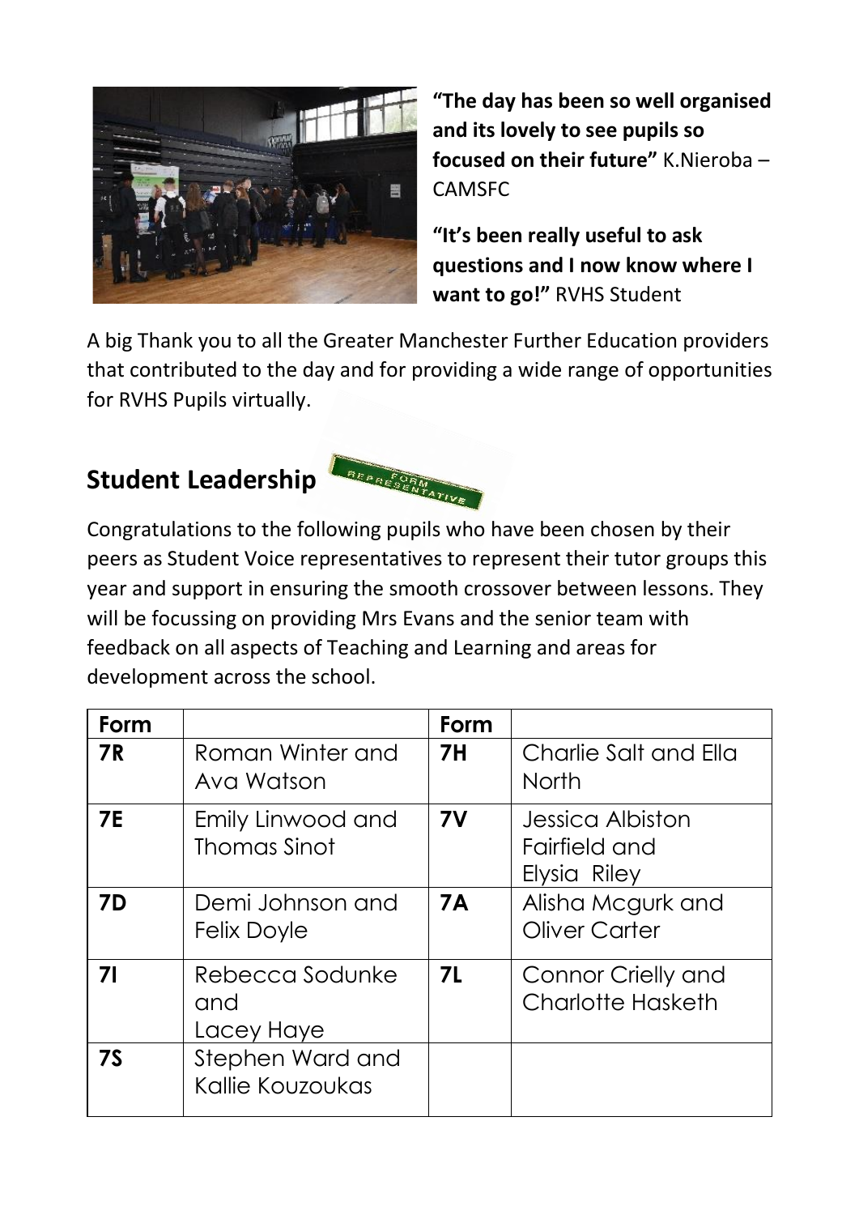**"The day has been so well organised and its lovely to see pupils so focused on their future"** K.Nieroba – CAMSFC

**"It's been really useful to ask questions and I now know where I want to go!"** RVHS Student

A big Thank you to all the Greater Manchester Further Education providers that contributed to the day and for providing a wide range of opportunities for RVHS Pupils virtually.

## Student Leadership

Congratulations to the following pupils who have been chosen by their peers as Student Voice representatives to represent their tutor groups this year and support in ensuring the smooth crossover between lessons. They will be focussing on providing Mrs Evans and the senior team with feedback on all aspects of Teaching and Learning and areas for development across the school.

| Form | | Form | |
|---|---|---|---|
| **7R** | Roman Winter and Ava Watson | **7H** | Charlie Salt and Ella North |
| **7E** | Emily Linwood and Thomas Sinot | **7V** | Jessica Albiston Fairfield and Elysia Riley |
| **7D** | Demi Johnson and Felix Doyle | **7A** | Alisha Mcgurk and Oliver Carter |
| **7I** | Rebecca Sodunke and Lacey Haye | **7L** | Connor Crielly and Charlotte Hasketh |
| **7S** | Stephen Ward and Kallie Kouzoukas | | |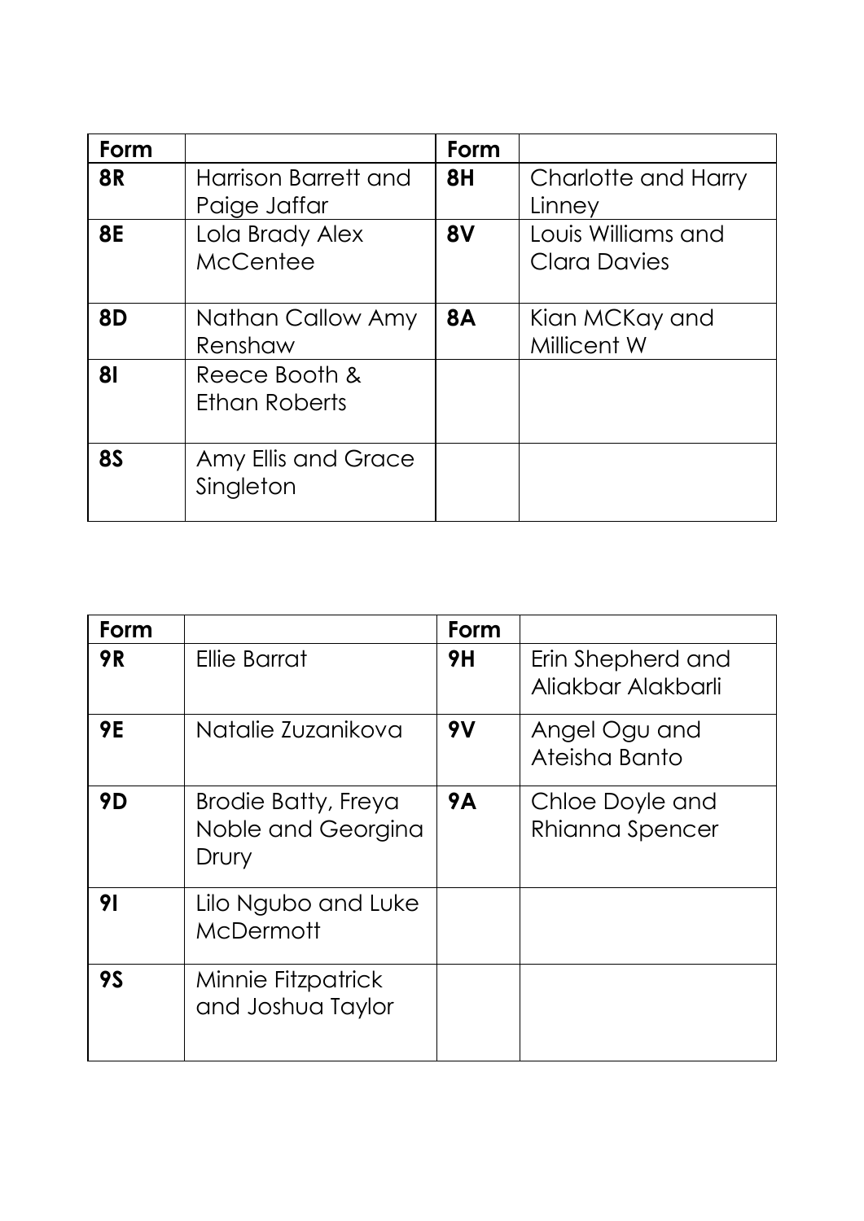| Form | | Form | |
|---|---|---|---|
| **8R** | Harrison Barrett and Paige Jaffar | **8H** | Charlotte and Harry Linney |
| **8E** | Lola Brady Alex McCentee | **8V** | Louis Williams and Clara Davies |
| **8D** | Nathan Callow Amy Renshaw | **8A** | Kian MCKay and Millicent W |
| **8I** | Reece Booth & Ethan Roberts | | |
| **8S** | Amy Ellis and Grace Singleton | | |

| Form | | Form | |
|---|---|---|---|
| **9R** | Ellie Barrat | **9H** | Erin Shepherd and Aliakbar Alakbarli |
| **9E** | Natalie Zuzanikova | **9V** | Angel Ogu and Ateisha Banto |
| **9D** | Brodie Batty, Freya Noble and Georgina Drury | **9A** | Chloe Doyle and Rhianna Spencer |
| **9I** | Lilo Ngubo and Luke McDermott | | |
| **9S** | Minnie Fitzpatrick and Joshua Taylor | | |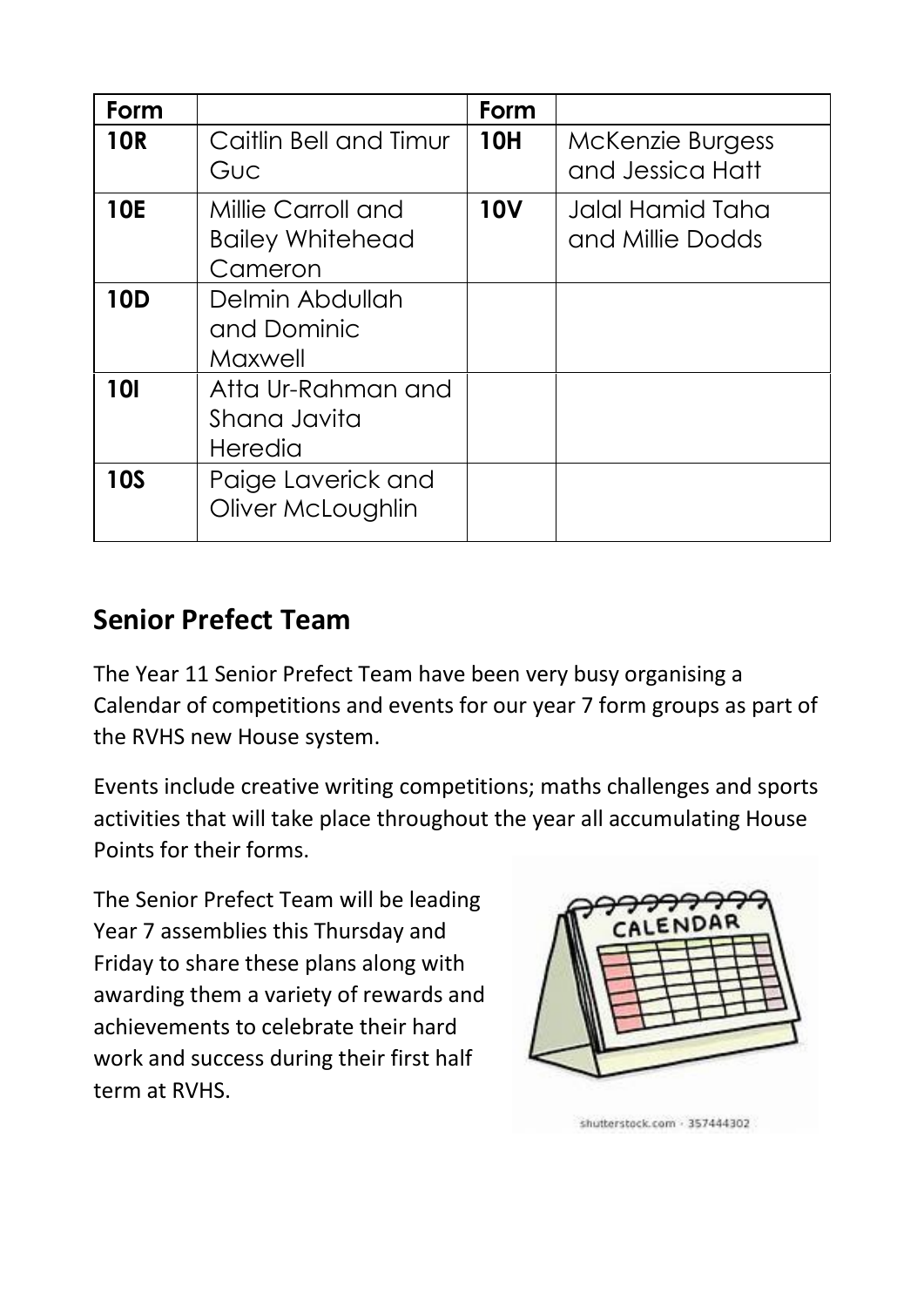| Form | | Form | |
|---|---|---|---|
| **10R** | Caitlin Bell and Timur Guc | **10H** | McKenzie Burgess and Jessica Hatt |
| **10E** | Millie Carroll and Bailey Whitehead Cameron | **10V** | Jalal Hamid Taha and Millie Dodds |
| **10D** | Delmin Abdullah and Dominic Maxwell | | |
| **10I** | Atta Ur-Rahman and Shana Javita Heredia | | |
| **10S** | Paige Laverick and Oliver McLoughlin | | |

## Senior Prefect Team

The Year 11 Senior Prefect Team have been very busy organising a Calendar of competitions and events for our year 7 form groups as part of the RVHS new House system.

Events include creative writing competitions; maths challenges and sports activities that will take place throughout the year all accumulating House Points for their forms.

The Senior Prefect Team will be leading Year 7 assemblies this Thursday and Friday to share these plans along with awarding them a variety of rewards and achievements to celebrate their hard work and success during their first half term at RVHS.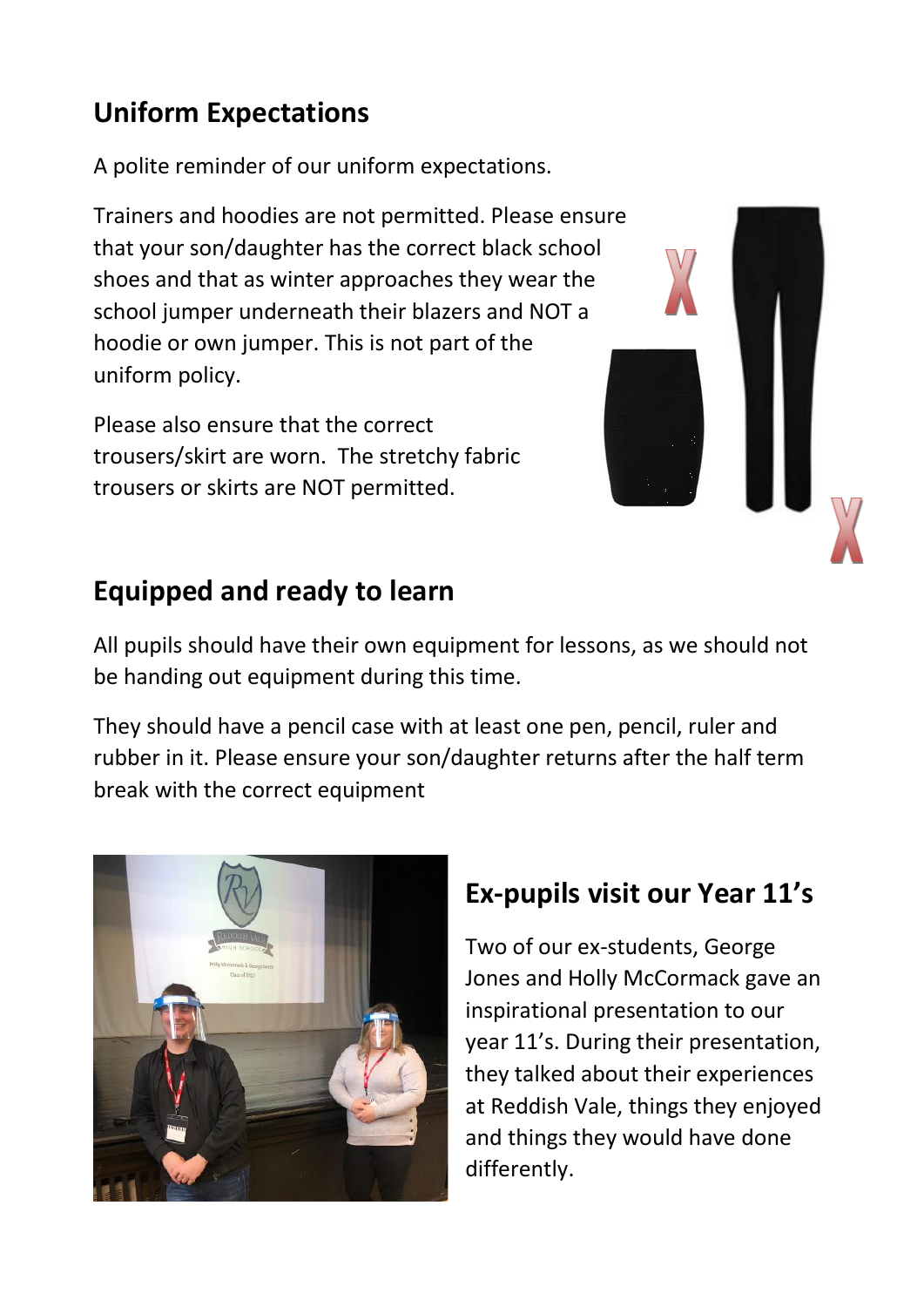## Uniform Expectations

A polite reminder of our uniform expectations.

Trainers and hoodies are not permitted. Please ensure that your son/daughter has the correct black school shoes and that as winter approaches they wear the school jumper underneath their blazers and NOT a hoodie or own jumper. This is not part of the uniform policy.

Please also ensure that the correct trousers/skirt are worn. The stretchy fabric trousers or skirts are NOT permitted.

## Equipped and ready to learn

All pupils should have their own equipment for lessons, as we should not be handing out equipment during this time.

They should have a pencil case with at least one pen, pencil, ruler and rubber in it. Please ensure your son/daughter returns after the half term break with the correct equipment

## Ex-pupils visit our Year 11's

Two of our ex-students, George Jones and Holly McCormack gave an inspirational presentation to our year 11's. During their presentation, they talked about their experiences at Reddish Vale, things they enjoyed and things they would have done differently.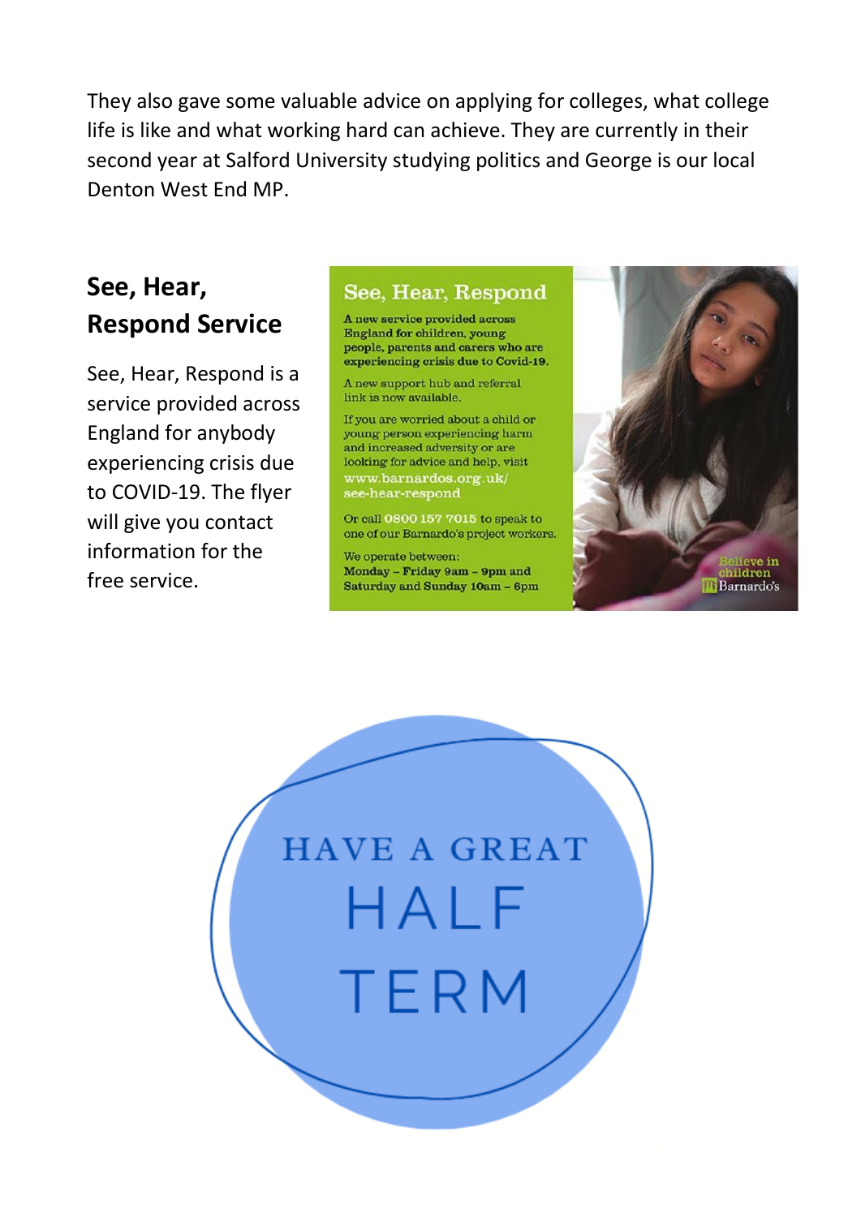They also gave some valuable advice on applying for colleges, what college life is like and what working hard can achieve. They are currently in their second year at Salford University studying politics and George is our local Denton West End MP.

## See, Hear, Respond Service

See, Hear, Respond is a service provided across England for anybody experiencing crisis due to COVID-19. The flyer will give you contact information for the free service.

**See, Hear, Respond**

**A new service provided across England for children, young people, parents and carers who are experiencing crisis due to Covid-19.**

A new support hub and referral link is now available.

If you are worried about a child or young person experiencing harm and increased adversity or are looking for advice and help, visit www.barnardos.org.uk/see-hear-respond

Or call 0800 157 7015 to speak to one of our Barnardo's project workers.

We operate between:
**Monday – Friday 9am – 9pm and Saturday and Sunday 10am – 6pm**

Believe in children
Barnardo's

HAVE A GREAT HALF TERM